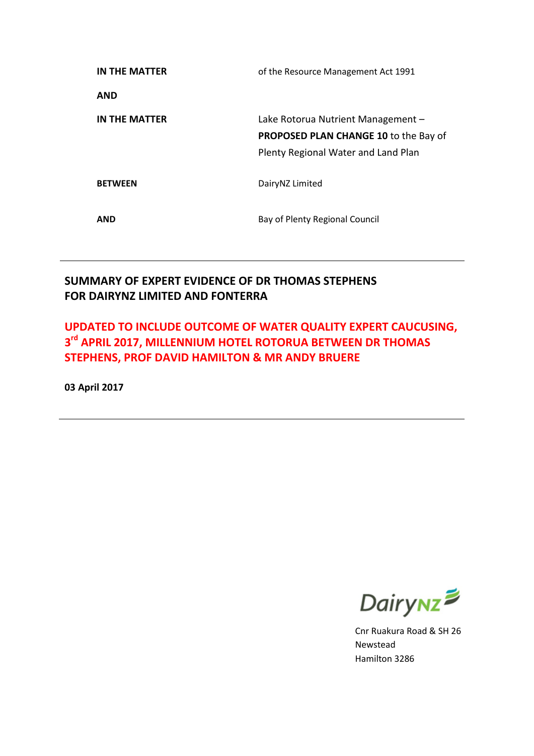| | |
|---|---|
| **IN THE MATTER** | of the Resource Management Act 1991 |
| **AND** | |
| **IN THE MATTER** | Lake Rotorua Nutrient Management – **PROPOSED PLAN CHANGE 10** to the Bay of Plenty Regional Water and Land Plan |
| **BETWEEN** | DairyNZ Limited |
| **AND** | Bay of Plenty Regional Council |

---

## SUMMARY OF EXPERT EVIDENCE OF DR THOMAS STEPHENS FOR DAIRYNZ LIMITED AND FONTERRA

**UPDATED TO INCLUDE OUTCOME OF WATER QUALITY EXPERT CAUCUSING, 3rd APRIL 2017, MILLENNIUM HOTEL ROTORUA BETWEEN DR THOMAS STEPHENS, PROF DAVID HAMILTON & MR ANDY BRUERE**

**03 April 2017**

---

DairyNZ

Cnr Ruakura Road & SH 26
Newstead
Hamilton 3286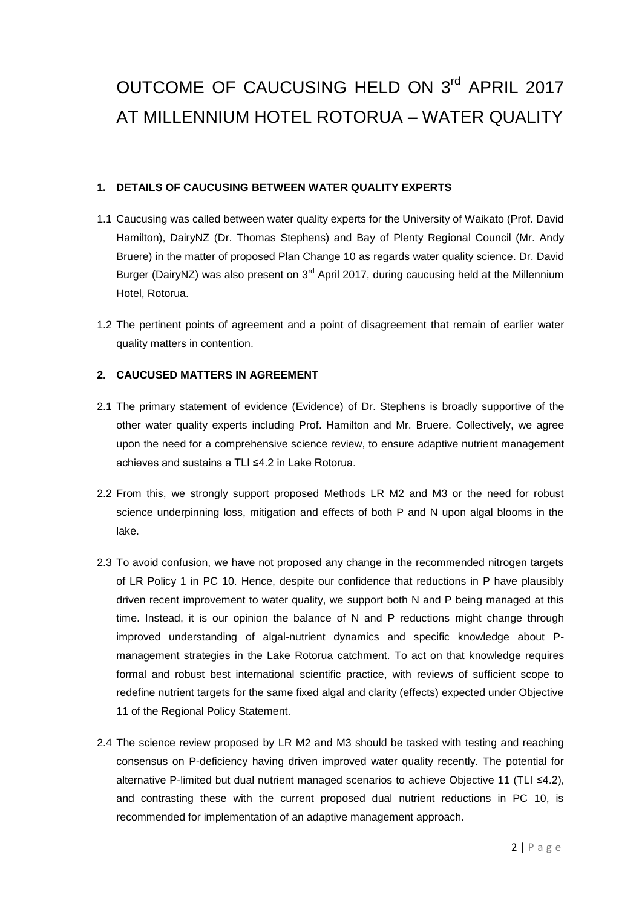# OUTCOME OF CAUCUSING HELD ON 3rd APRIL 2017 AT MILLENNIUM HOTEL ROTORUA – WATER QUALITY

## 1. DETAILS OF CAUCUSING BETWEEN WATER QUALITY EXPERTS

1.1 Caucusing was called between water quality experts for the University of Waikato (Prof. David Hamilton), DairyNZ (Dr. Thomas Stephens) and Bay of Plenty Regional Council (Mr. Andy Bruere) in the matter of proposed Plan Change 10 as regards water quality science. Dr. David Burger (DairyNZ) was also present on 3rd April 2017, during caucusing held at the Millennium Hotel, Rotorua.

1.2 The pertinent points of agreement and a point of disagreement that remain of earlier water quality matters in contention.

## 2. CAUCUSED MATTERS IN AGREEMENT

2.1 The primary statement of evidence (Evidence) of Dr. Stephens is broadly supportive of the other water quality experts including Prof. Hamilton and Mr. Bruere. Collectively, we agree upon the need for a comprehensive science review, to ensure adaptive nutrient management achieves and sustains a TLI ≤4.2 in Lake Rotorua.

2.2 From this, we strongly support proposed Methods LR M2 and M3 or the need for robust science underpinning loss, mitigation and effects of both P and N upon algal blooms in the lake.

2.3 To avoid confusion, we have not proposed any change in the recommended nitrogen targets of LR Policy 1 in PC 10. Hence, despite our confidence that reductions in P have plausibly driven recent improvement to water quality, we support both N and P being managed at this time. Instead, it is our opinion the balance of N and P reductions might change through improved understanding of algal-nutrient dynamics and specific knowledge about P-management strategies in the Lake Rotorua catchment. To act on that knowledge requires formal and robust best international scientific practice, with reviews of sufficient scope to redefine nutrient targets for the same fixed algal and clarity (effects) expected under Objective 11 of the Regional Policy Statement.

2.4 The science review proposed by LR M2 and M3 should be tasked with testing and reaching consensus on P-deficiency having driven improved water quality recently. The potential for alternative P-limited but dual nutrient managed scenarios to achieve Objective 11 (TLI ≤4.2), and contrasting these with the current proposed dual nutrient reductions in PC 10, is recommended for implementation of an adaptive management approach.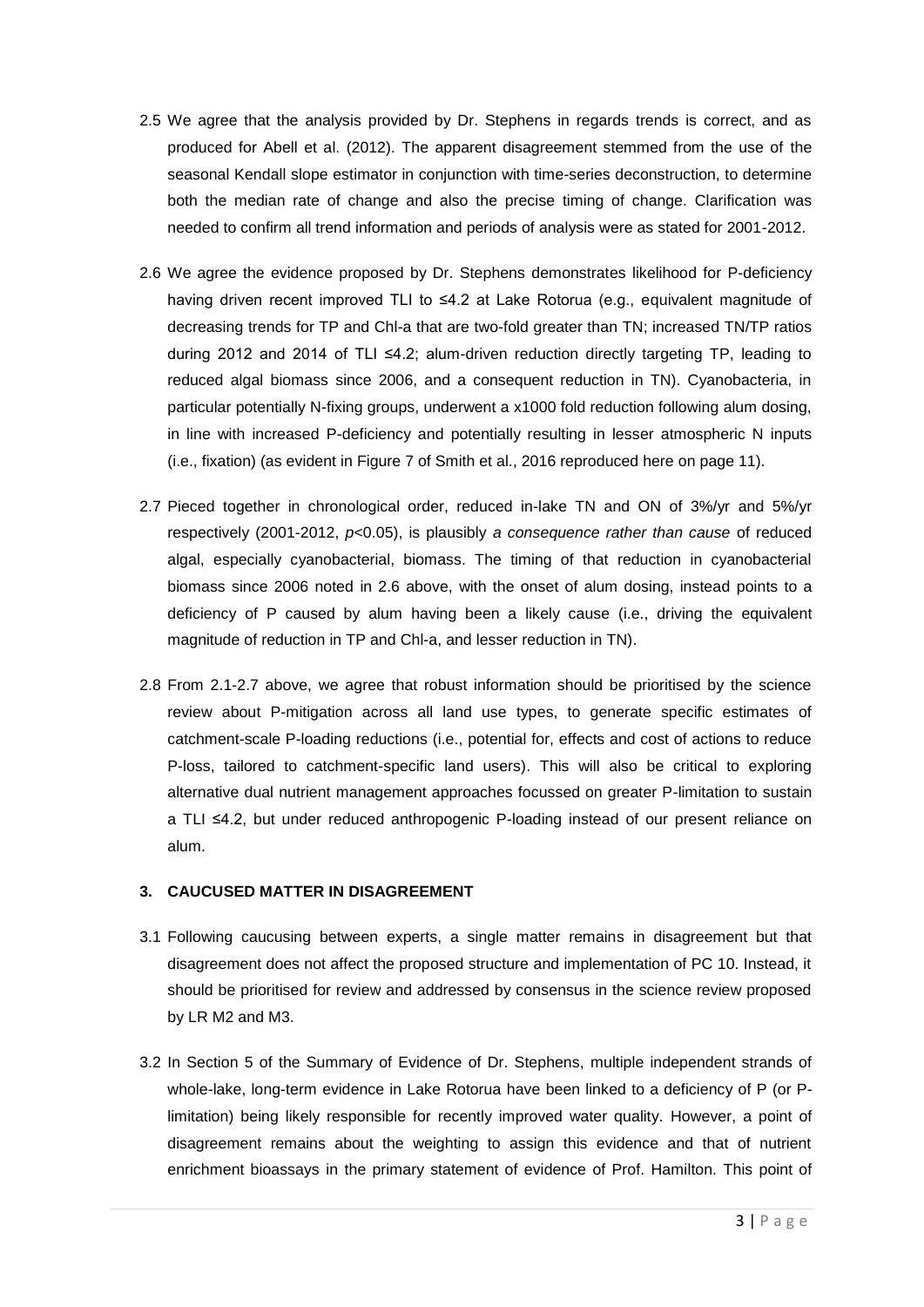2.5 We agree that the analysis provided by Dr. Stephens in regards trends is correct, and as produced for Abell et al. (2012). The apparent disagreement stemmed from the use of the seasonal Kendall slope estimator in conjunction with time-series deconstruction, to determine both the median rate of change and also the precise timing of change. Clarification was needed to confirm all trend information and periods of analysis were as stated for 2001-2012.

2.6 We agree the evidence proposed by Dr. Stephens demonstrates likelihood for P-deficiency having driven recent improved TLI to ≤4.2 at Lake Rotorua (e.g., equivalent magnitude of decreasing trends for TP and Chl-a that are two-fold greater than TN; increased TN/TP ratios during 2012 and 2014 of TLI ≤4.2; alum-driven reduction directly targeting TP, leading to reduced algal biomass since 2006, and a consequent reduction in TN). Cyanobacteria, in particular potentially N-fixing groups, underwent a x1000 fold reduction following alum dosing, in line with increased P-deficiency and potentially resulting in lesser atmospheric N inputs (i.e., fixation) (as evident in Figure 7 of Smith et al., 2016 reproduced here on page 11).

2.7 Pieced together in chronological order, reduced in-lake TN and ON of 3%/yr and 5%/yr respectively (2001-2012, $p<0.05$), is plausibly *a consequence rather than cause* of reduced algal, especially cyanobacterial, biomass. The timing of that reduction in cyanobacterial biomass since 2006 noted in 2.6 above, with the onset of alum dosing, instead points to a deficiency of P caused by alum having been a likely cause (i.e., driving the equivalent magnitude of reduction in TP and Chl-a, and lesser reduction in TN).

2.8 From 2.1-2.7 above, we agree that robust information should be prioritised by the science review about P-mitigation across all land use types, to generate specific estimates of catchment-scale P-loading reductions (i.e., potential for, effects and cost of actions to reduce P-loss, tailored to catchment-specific land users). This will also be critical to exploring alternative dual nutrient management approaches focussed on greater P-limitation to sustain a TLI ≤4.2, but under reduced anthropogenic P-loading instead of our present reliance on alum.

## 3. CAUCUSED MATTER IN DISAGREEMENT

3.1 Following caucusing between experts, a single matter remains in disagreement but that disagreement does not affect the proposed structure and implementation of PC 10. Instead, it should be prioritised for review and addressed by consensus in the science review proposed by LR M2 and M3.

3.2 In Section 5 of the Summary of Evidence of Dr. Stephens, multiple independent strands of whole-lake, long-term evidence in Lake Rotorua have been linked to a deficiency of P (or P-limitation) being likely responsible for recently improved water quality. However, a point of disagreement remains about the weighting to assign this evidence and that of nutrient enrichment bioassays in the primary statement of evidence of Prof. Hamilton. This point of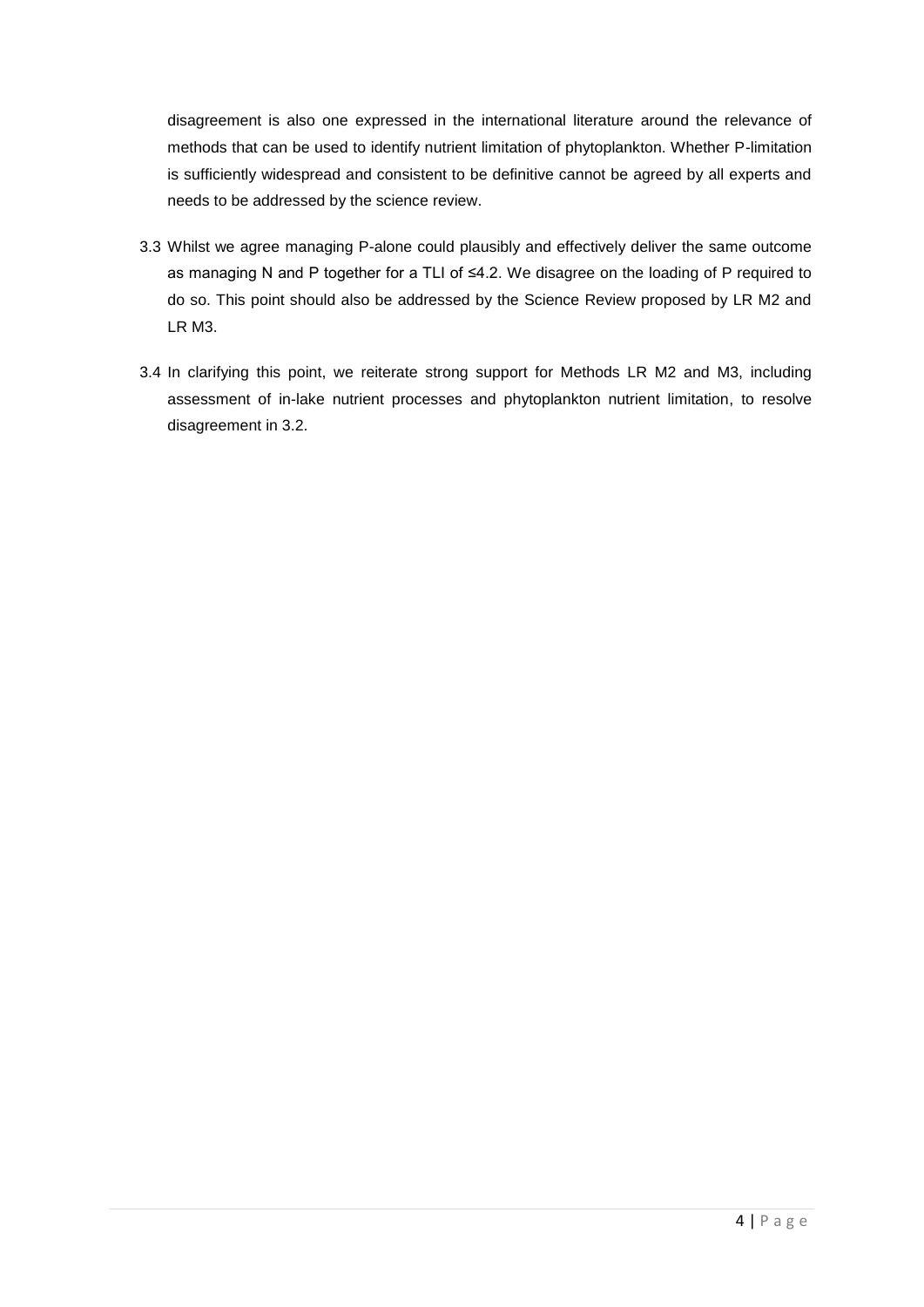disagreement is also one expressed in the international literature around the relevance of methods that can be used to identify nutrient limitation of phytoplankton. Whether P-limitation is sufficiently widespread and consistent to be definitive cannot be agreed by all experts and needs to be addressed by the science review.

3.3 Whilst we agree managing P-alone could plausibly and effectively deliver the same outcome as managing N and P together for a TLI of ≤4.2. We disagree on the loading of P required to do so. This point should also be addressed by the Science Review proposed by LR M2 and LR M3.

3.4 In clarifying this point, we reiterate strong support for Methods LR M2 and M3, including assessment of in-lake nutrient processes and phytoplankton nutrient limitation, to resolve disagreement in 3.2.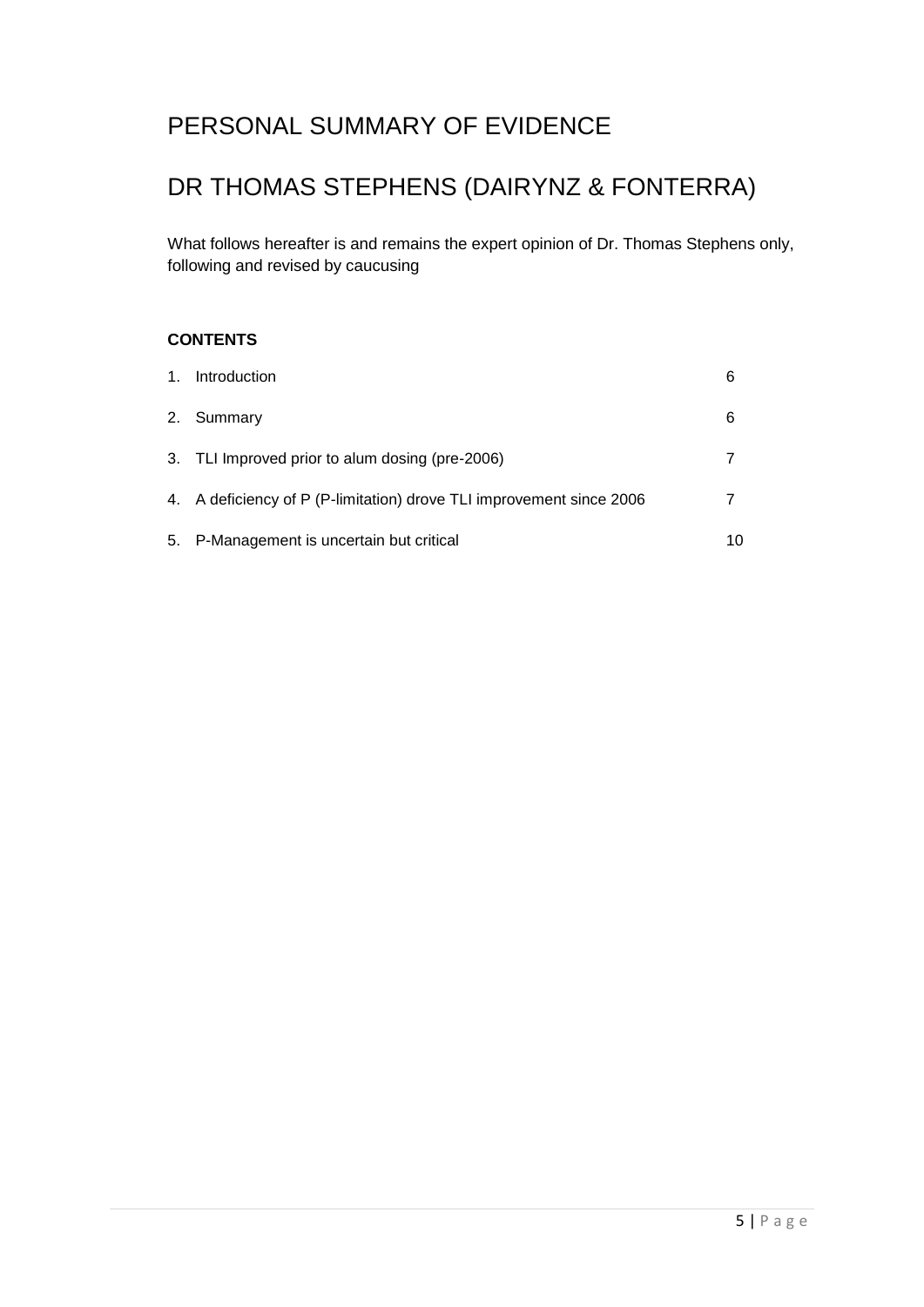# PERSONAL SUMMARY OF EVIDENCE

# DR THOMAS STEPHENS (DAIRYNZ & FONTERRA)

What follows hereafter is and remains the expert opinion of Dr. Thomas Stephens only, following and revised by caucusing

**CONTENTS**

| | | |
|---|---|---|
| 1. | Introduction | 6 |
| 2. | Summary | 6 |
| 3. | TLI Improved prior to alum dosing (pre-2006) | 7 |
| 4. | A deficiency of P (P-limitation) drove TLI improvement since 2006 | 7 |
| 5. | P-Management is uncertain but critical | 10 |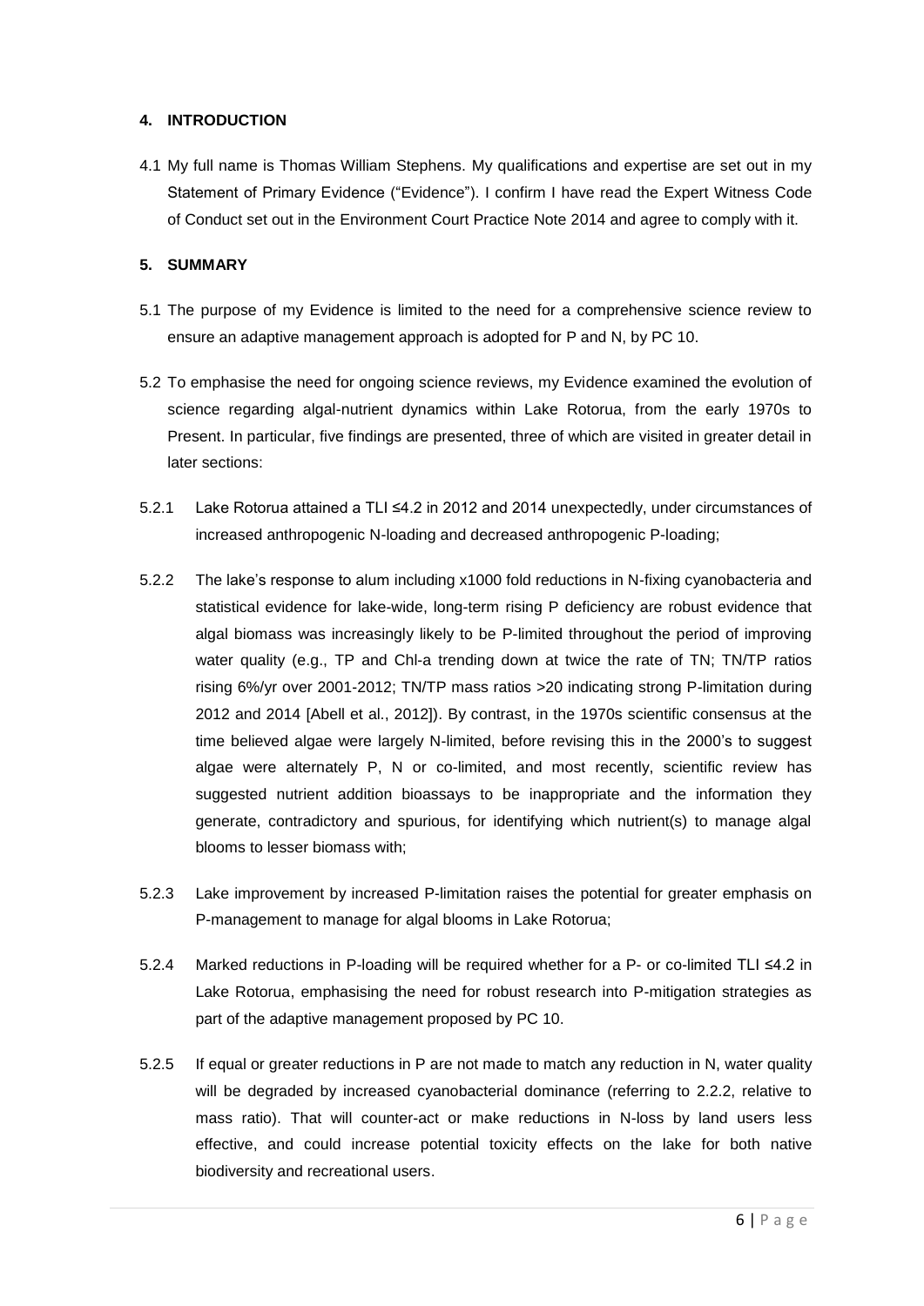## 4. INTRODUCTION

4.1 My full name is Thomas William Stephens. My qualifications and expertise are set out in my Statement of Primary Evidence ("Evidence"). I confirm I have read the Expert Witness Code of Conduct set out in the Environment Court Practice Note 2014 and agree to comply with it.

## 5. SUMMARY

5.1 The purpose of my Evidence is limited to the need for a comprehensive science review to ensure an adaptive management approach is adopted for P and N, by PC 10.

5.2 To emphasise the need for ongoing science reviews, my Evidence examined the evolution of science regarding algal-nutrient dynamics within Lake Rotorua, from the early 1970s to Present. In particular, five findings are presented, three of which are visited in greater detail in later sections:

5.2.1 Lake Rotorua attained a TLI ≤4.2 in 2012 and 2014 unexpectedly, under circumstances of increased anthropogenic N-loading and decreased anthropogenic P-loading;

5.2.2 The lake's response to alum including x1000 fold reductions in N-fixing cyanobacteria and statistical evidence for lake-wide, long-term rising P deficiency are robust evidence that algal biomass was increasingly likely to be P-limited throughout the period of improving water quality (e.g., TP and Chl-a trending down at twice the rate of TN; TN/TP ratios rising 6%/yr over 2001-2012; TN/TP mass ratios >20 indicating strong P-limitation during 2012 and 2014 [Abell et al., 2012]). By contrast, in the 1970s scientific consensus at the time believed algae were largely N-limited, before revising this in the 2000's to suggest algae were alternately P, N or co-limited, and most recently, scientific review has suggested nutrient addition bioassays to be inappropriate and the information they generate, contradictory and spurious, for identifying which nutrient(s) to manage algal blooms to lesser biomass with;

5.2.3 Lake improvement by increased P-limitation raises the potential for greater emphasis on P-management to manage for algal blooms in Lake Rotorua;

5.2.4 Marked reductions in P-loading will be required whether for a P- or co-limited TLI ≤4.2 in Lake Rotorua, emphasising the need for robust research into P-mitigation strategies as part of the adaptive management proposed by PC 10.

5.2.5 If equal or greater reductions in P are not made to match any reduction in N, water quality will be degraded by increased cyanobacterial dominance (referring to 2.2.2, relative to mass ratio). That will counter-act or make reductions in N-loss by land users less effective, and could increase potential toxicity effects on the lake for both native biodiversity and recreational users.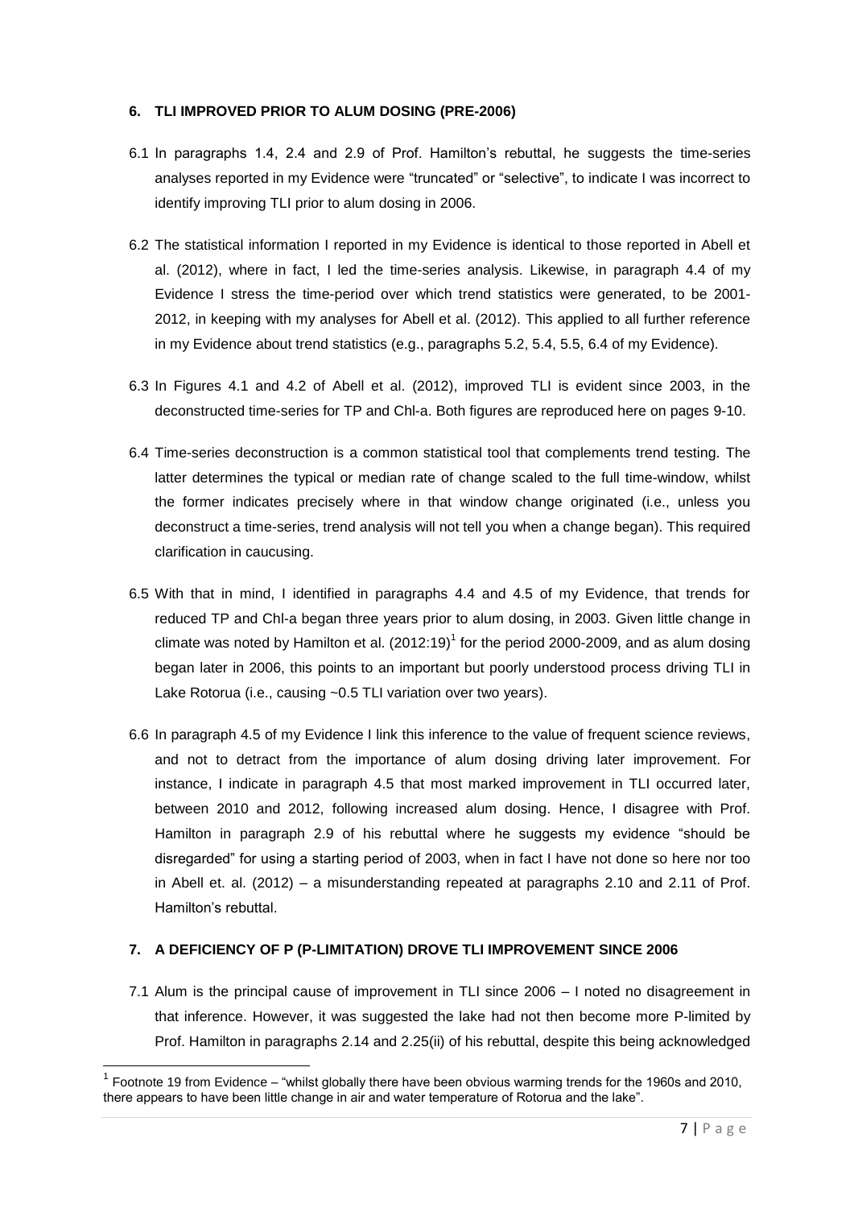## 6. TLI IMPROVED PRIOR TO ALUM DOSING (PRE-2006)

6.1 In paragraphs 1.4, 2.4 and 2.9 of Prof. Hamilton's rebuttal, he suggests the time-series analyses reported in my Evidence were "truncated" or "selective", to indicate I was incorrect to identify improving TLI prior to alum dosing in 2006.

6.2 The statistical information I reported in my Evidence is identical to those reported in Abell et al. (2012), where in fact, I led the time-series analysis. Likewise, in paragraph 4.4 of my Evidence I stress the time-period over which trend statistics were generated, to be 2001-2012, in keeping with my analyses for Abell et al. (2012). This applied to all further reference in my Evidence about trend statistics (e.g., paragraphs 5.2, 5.4, 5.5, 6.4 of my Evidence).

6.3 In Figures 4.1 and 4.2 of Abell et al. (2012), improved TLI is evident since 2003, in the deconstructed time-series for TP and Chl-a. Both figures are reproduced here on pages 9-10.

6.4 Time-series deconstruction is a common statistical tool that complements trend testing. The latter determines the typical or median rate of change scaled to the full time-window, whilst the former indicates precisely where in that window change originated (i.e., unless you deconstruct a time-series, trend analysis will not tell you when a change began). This required clarification in caucusing.

6.5 With that in mind, I identified in paragraphs 4.4 and 4.5 of my Evidence, that trends for reduced TP and Chl-a began three years prior to alum dosing, in 2003. Given little change in climate was noted by Hamilton et al. (2012:19)[1] for the period 2000-2009, and as alum dosing began later in 2006, this points to an important but poorly understood process driving TLI in Lake Rotorua (i.e., causing ~0.5 TLI variation over two years).

6.6 In paragraph 4.5 of my Evidence I link this inference to the value of frequent science reviews, and not to detract from the importance of alum dosing driving later improvement. For instance, I indicate in paragraph 4.5 that most marked improvement in TLI occurred later, between 2010 and 2012, following increased alum dosing. Hence, I disagree with Prof. Hamilton in paragraph 2.9 of his rebuttal where he suggests my evidence "should be disregarded" for using a starting period of 2003, when in fact I have not done so here nor too in Abell et. al. (2012) – a misunderstanding repeated at paragraphs 2.10 and 2.11 of Prof. Hamilton's rebuttal.

## 7. A DEFICIENCY OF P (P-LIMITATION) DROVE TLI IMPROVEMENT SINCE 2006

7.1 Alum is the principal cause of improvement in TLI since 2006 – I noted no disagreement in that inference. However, it was suggested the lake had not then become more P-limited by Prof. Hamilton in paragraphs 2.14 and 2.25(ii) of his rebuttal, despite this being acknowledged

[1] Footnote 19 from Evidence – "whilst globally there have been obvious warming trends for the 1960s and 2010, there appears to have been little change in air and water temperature of Rotorua and the lake".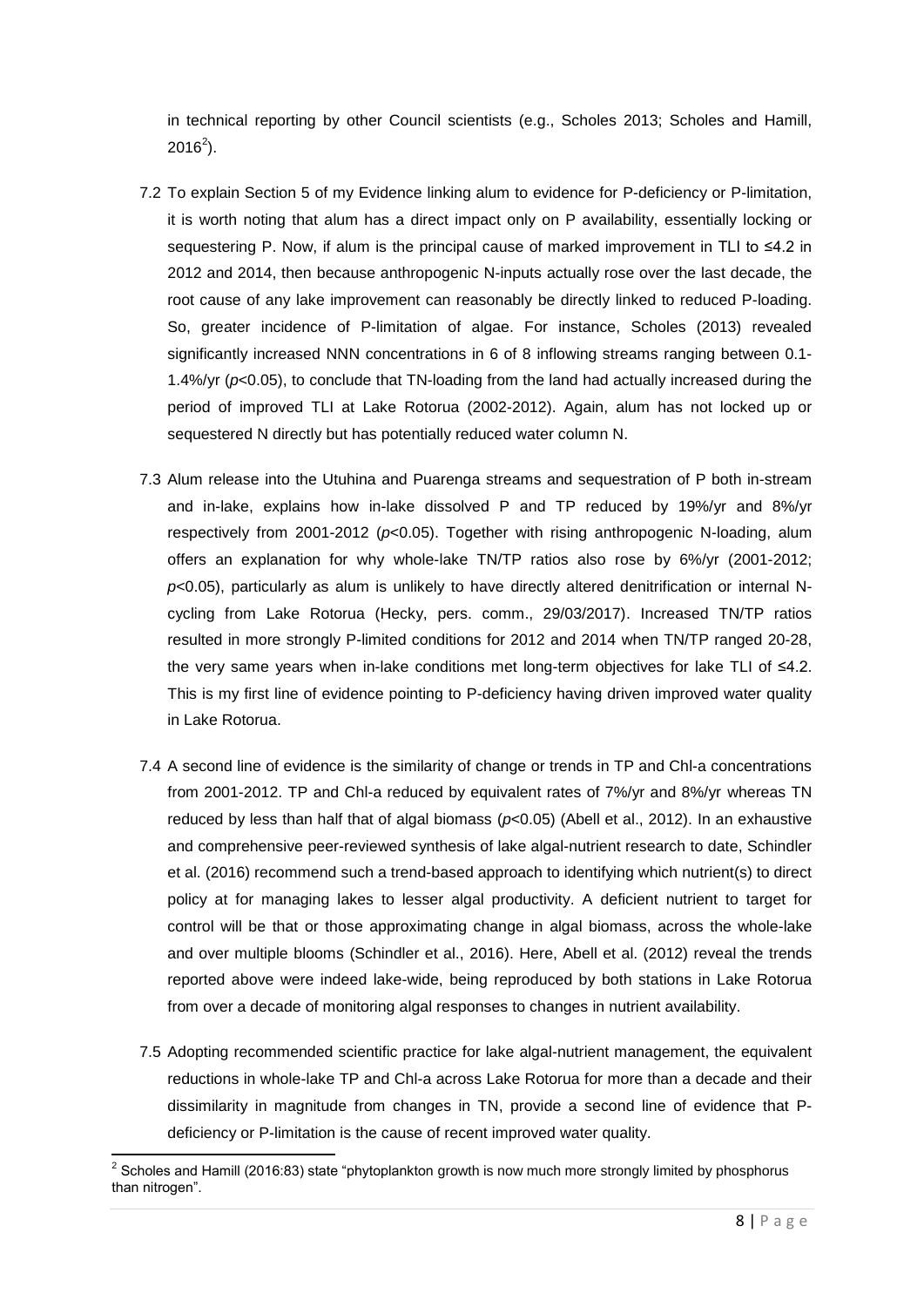in technical reporting by other Council scientists (e.g., Scholes 2013; Scholes and Hamill, 2016[2]).

7.2 To explain Section 5 of my Evidence linking alum to evidence for P-deficiency or P-limitation, it is worth noting that alum has a direct impact only on P availability, essentially locking or sequestering P. Now, if alum is the principal cause of marked improvement in TLI to ≤4.2 in 2012 and 2014, then because anthropogenic N-inputs actually rose over the last decade, the root cause of any lake improvement can reasonably be directly linked to reduced P-loading. So, greater incidence of P-limitation of algae. For instance, Scholes (2013) revealed significantly increased NNN concentrations in 6 of 8 inflowing streams ranging between 0.1-1.4%/yr ($p<0.05$), to conclude that TN-loading from the land had actually increased during the period of improved TLI at Lake Rotorua (2002-2012). Again, alum has not locked up or sequestered N directly but has potentially reduced water column N.

7.3 Alum release into the Utuhina and Puarenga streams and sequestration of P both in-stream and in-lake, explains how in-lake dissolved P and TP reduced by 19%/yr and 8%/yr respectively from 2001-2012 ($p<0.05$). Together with rising anthropogenic N-loading, alum offers an explanation for why whole-lake TN/TP ratios also rose by 6%/yr (2001-2012; $p<0.05$), particularly as alum is unlikely to have directly altered denitrification or internal N-cycling from Lake Rotorua (Hecky, pers. comm., 29/03/2017). Increased TN/TP ratios resulted in more strongly P-limited conditions for 2012 and 2014 when TN/TP ranged 20-28, the very same years when in-lake conditions met long-term objectives for lake TLI of ≤4.2. This is my first line of evidence pointing to P-deficiency having driven improved water quality in Lake Rotorua.

7.4 A second line of evidence is the similarity of change or trends in TP and Chl-a concentrations from 2001-2012. TP and Chl-a reduced by equivalent rates of 7%/yr and 8%/yr whereas TN reduced by less than half that of algal biomass ($p<0.05$) (Abell et al., 2012). In an exhaustive and comprehensive peer-reviewed synthesis of lake algal-nutrient research to date, Schindler et al. (2016) recommend such a trend-based approach to identifying which nutrient(s) to direct policy at for managing lakes to lesser algal productivity. A deficient nutrient to target for control will be that or those approximating change in algal biomass, across the whole-lake and over multiple blooms (Schindler et al., 2016). Here, Abell et al. (2012) reveal the trends reported above were indeed lake-wide, being reproduced by both stations in Lake Rotorua from over a decade of monitoring algal responses to changes in nutrient availability.

7.5 Adopting recommended scientific practice for lake algal-nutrient management, the equivalent reductions in whole-lake TP and Chl-a across Lake Rotorua for more than a decade and their dissimilarity in magnitude from changes in TN, provide a second line of evidence that P-deficiency or P-limitation is the cause of recent improved water quality.

[2] Scholes and Hamill (2016:83) state "phytoplankton growth is now much more strongly limited by phosphorus than nitrogen".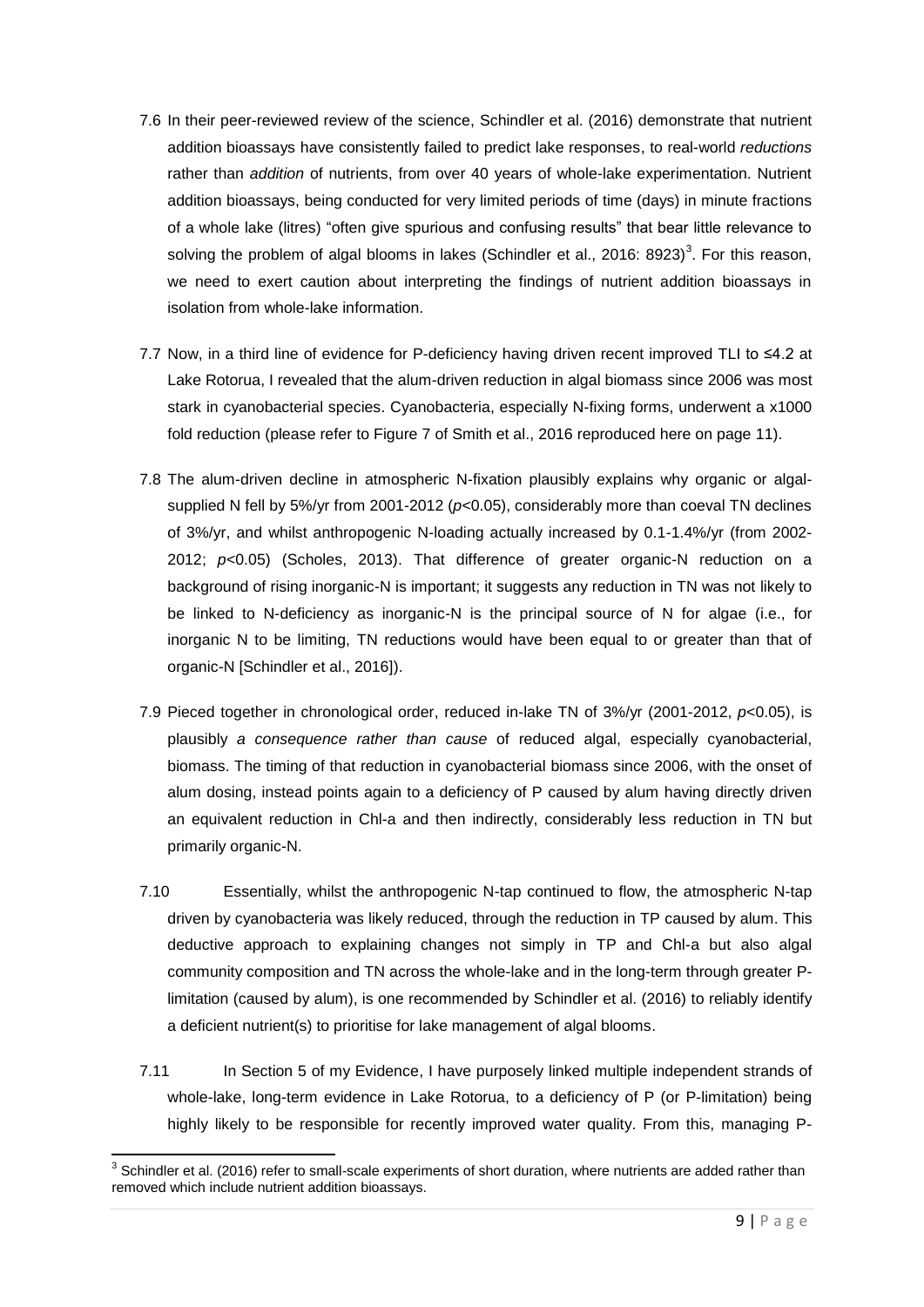7.6 In their peer-reviewed review of the science, Schindler et al. (2016) demonstrate that nutrient addition bioassays have consistently failed to predict lake responses, to real-world *reductions* rather than *addition* of nutrients, from over 40 years of whole-lake experimentation. Nutrient addition bioassays, being conducted for very limited periods of time (days) in minute fractions of a whole lake (litres) "often give spurious and confusing results" that bear little relevance to solving the problem of algal blooms in lakes (Schindler et al., 2016: 8923)[3]. For this reason, we need to exert caution about interpreting the findings of nutrient addition bioassays in isolation from whole-lake information.

7.7 Now, in a third line of evidence for P-deficiency having driven recent improved TLI to ≤4.2 at Lake Rotorua, I revealed that the alum-driven reduction in algal biomass since 2006 was most stark in cyanobacterial species. Cyanobacteria, especially N-fixing forms, underwent a x1000 fold reduction (please refer to Figure 7 of Smith et al., 2016 reproduced here on page 11).

7.8 The alum-driven decline in atmospheric N-fixation plausibly explains why organic or algal-supplied N fell by 5%/yr from 2001-2012 ($p$<0.05), considerably more than coeval TN declines of 3%/yr, and whilst anthropogenic N-loading actually increased by 0.1-1.4%/yr (from 2002-2012; $p$<0.05) (Scholes, 2013). That difference of greater organic-N reduction on a background of rising inorganic-N is important; it suggests any reduction in TN was not likely to be linked to N-deficiency as inorganic-N is the principal source of N for algae (i.e., for inorganic N to be limiting, TN reductions would have been equal to or greater than that of organic-N [Schindler et al., 2016]).

7.9 Pieced together in chronological order, reduced in-lake TN of 3%/yr (2001-2012, $p$<0.05), is plausibly *a consequence rather than cause* of reduced algal, especially cyanobacterial, biomass. The timing of that reduction in cyanobacterial biomass since 2006, with the onset of alum dosing, instead points again to a deficiency of P caused by alum having directly driven an equivalent reduction in Chl-a and then indirectly, considerably less reduction in TN but primarily organic-N.

7.10 Essentially, whilst the anthropogenic N-tap continued to flow, the atmospheric N-tap driven by cyanobacteria was likely reduced, through the reduction in TP caused by alum. This deductive approach to explaining changes not simply in TP and Chl-a but also algal community composition and TN across the whole-lake and in the long-term through greater P-limitation (caused by alum), is one recommended by Schindler et al. (2016) to reliably identify a deficient nutrient(s) to prioritise for lake management of algal blooms.

7.11 In Section 5 of my Evidence, I have purposely linked multiple independent strands of whole-lake, long-term evidence in Lake Rotorua, to a deficiency of P (or P-limitation) being highly likely to be responsible for recently improved water quality. From this, managing P-

[3] Schindler et al. (2016) refer to small-scale experiments of short duration, where nutrients are added rather than removed which include nutrient addition bioassays.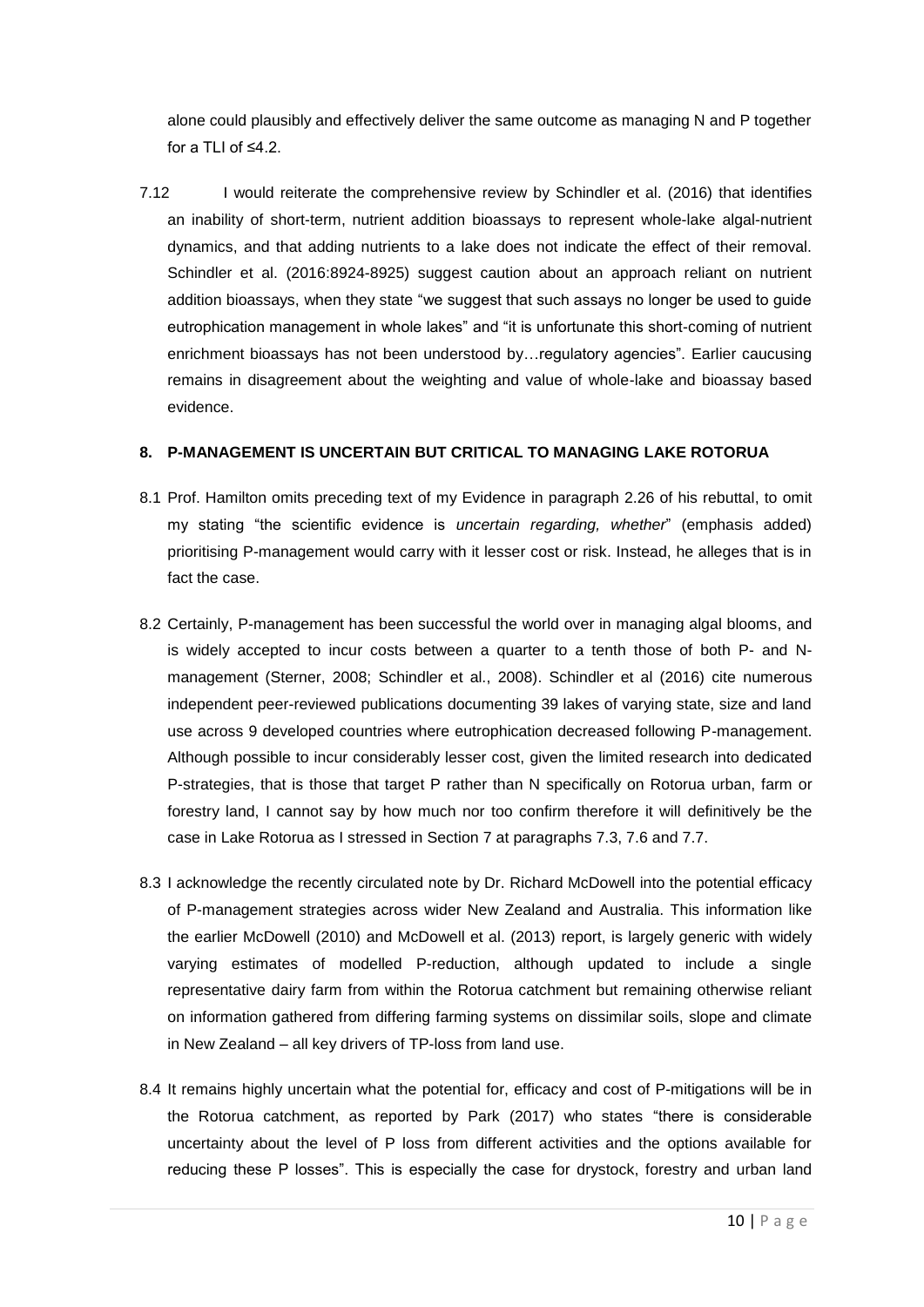alone could plausibly and effectively deliver the same outcome as managing N and P together for a TLI of ≤4.2.

7.12 I would reiterate the comprehensive review by Schindler et al. (2016) that identifies an inability of short-term, nutrient addition bioassays to represent whole-lake algal-nutrient dynamics, and that adding nutrients to a lake does not indicate the effect of their removal. Schindler et al. (2016:8924-8925) suggest caution about an approach reliant on nutrient addition bioassays, when they state "we suggest that such assays no longer be used to guide eutrophication management in whole lakes" and "it is unfortunate this short-coming of nutrient enrichment bioassays has not been understood by…regulatory agencies". Earlier caucusing remains in disagreement about the weighting and value of whole-lake and bioassay based evidence.

## 8. P-MANAGEMENT IS UNCERTAIN BUT CRITICAL TO MANAGING LAKE ROTORUA

8.1 Prof. Hamilton omits preceding text of my Evidence in paragraph 2.26 of his rebuttal, to omit my stating "the scientific evidence is *uncertain regarding, whether*" (emphasis added) prioritising P-management would carry with it lesser cost or risk. Instead, he alleges that is in fact the case.

8.2 Certainly, P-management has been successful the world over in managing algal blooms, and is widely accepted to incur costs between a quarter to a tenth those of both P- and N-management (Sterner, 2008; Schindler et al., 2008). Schindler et al (2016) cite numerous independent peer-reviewed publications documenting 39 lakes of varying state, size and land use across 9 developed countries where eutrophication decreased following P-management. Although possible to incur considerably lesser cost, given the limited research into dedicated P-strategies, that is those that target P rather than N specifically on Rotorua urban, farm or forestry land, I cannot say by how much nor too confirm therefore it will definitively be the case in Lake Rotorua as I stressed in Section 7 at paragraphs 7.3, 7.6 and 7.7.

8.3 I acknowledge the recently circulated note by Dr. Richard McDowell into the potential efficacy of P-management strategies across wider New Zealand and Australia. This information like the earlier McDowell (2010) and McDowell et al. (2013) report, is largely generic with widely varying estimates of modelled P-reduction, although updated to include a single representative dairy farm from within the Rotorua catchment but remaining otherwise reliant on information gathered from differing farming systems on dissimilar soils, slope and climate in New Zealand – all key drivers of TP-loss from land use.

8.4 It remains highly uncertain what the potential for, efficacy and cost of P-mitigations will be in the Rotorua catchment, as reported by Park (2017) who states "there is considerable uncertainty about the level of P loss from different activities and the options available for reducing these P losses". This is especially the case for drystock, forestry and urban land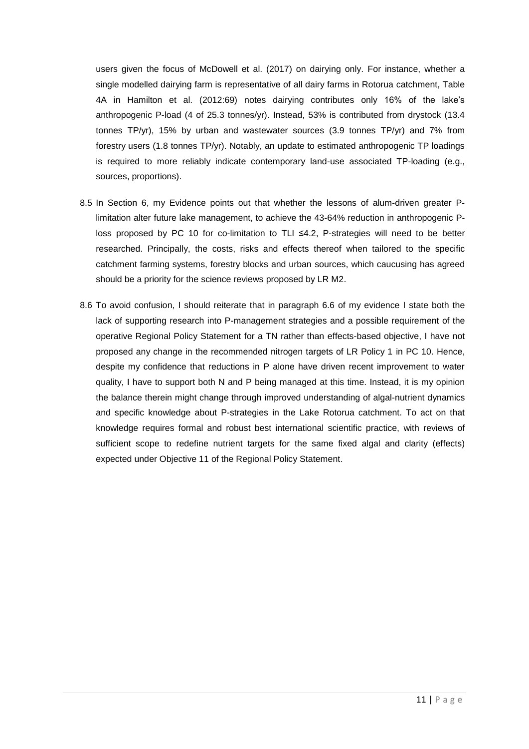users given the focus of McDowell et al. (2017) on dairying only. For instance, whether a single modelled dairying farm is representative of all dairy farms in Rotorua catchment, Table 4A in Hamilton et al. (2012:69) notes dairying contributes only 16% of the lake's anthropogenic P-load (4 of 25.3 tonnes/yr). Instead, 53% is contributed from drystock (13.4 tonnes TP/yr), 15% by urban and wastewater sources (3.9 tonnes TP/yr) and 7% from forestry users (1.8 tonnes TP/yr). Notably, an update to estimated anthropogenic TP loadings is required to more reliably indicate contemporary land-use associated TP-loading (e.g., sources, proportions).

8.5 In Section 6, my Evidence points out that whether the lessons of alum-driven greater P-limitation alter future lake management, to achieve the 43-64% reduction in anthropogenic P-loss proposed by PC 10 for co-limitation to TLI ≤4.2, P-strategies will need to be better researched. Principally, the costs, risks and effects thereof when tailored to the specific catchment farming systems, forestry blocks and urban sources, which caucusing has agreed should be a priority for the science reviews proposed by LR M2.

8.6 To avoid confusion, I should reiterate that in paragraph 6.6 of my evidence I state both the lack of supporting research into P-management strategies and a possible requirement of the operative Regional Policy Statement for a TN rather than effects-based objective, I have not proposed any change in the recommended nitrogen targets of LR Policy 1 in PC 10. Hence, despite my confidence that reductions in P alone have driven recent improvement to water quality, I have to support both N and P being managed at this time. Instead, it is my opinion the balance therein might change through improved understanding of algal-nutrient dynamics and specific knowledge about P-strategies in the Lake Rotorua catchment. To act on that knowledge requires formal and robust best international scientific practice, with reviews of sufficient scope to redefine nutrient targets for the same fixed algal and clarity (effects) expected under Objective 11 of the Regional Policy Statement.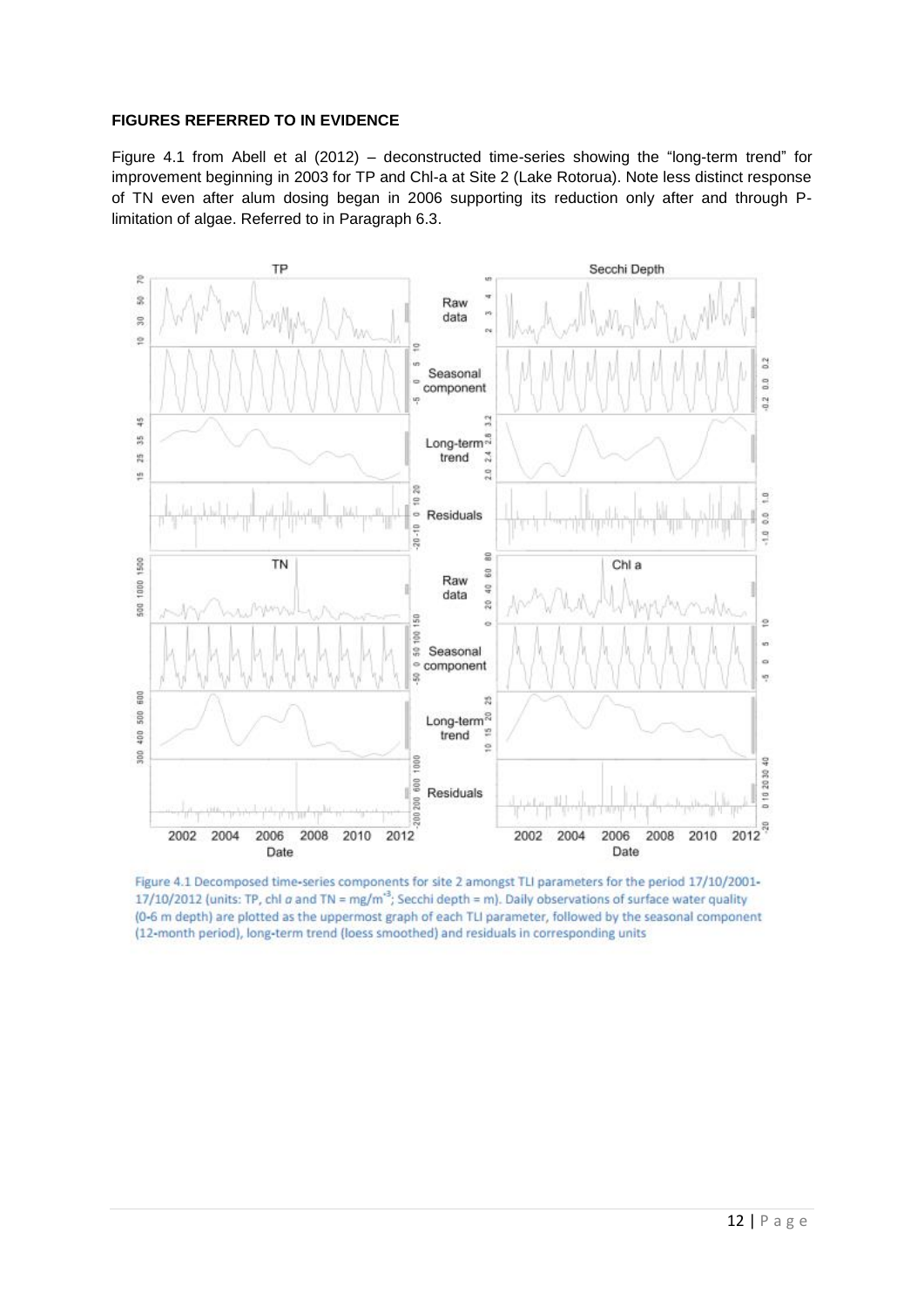**FIGURES REFERRED TO IN EVIDENCE**

Figure 4.1 from Abell et al (2012) – deconstructed time-series showing the "long-term trend" for improvement beginning in 2003 for TP and Chl-a at Site 2 (Lake Rotorua). Note less distinct response of TN even after alum dosing began in 2006 supporting its reduction only after and through P-limitation of algae. Referred to in Paragraph 6.3.

Figure 4.1 Decomposed time-series components for site 2 amongst TLI parameters for the period 17/10/2001-17/10/2012 (units: TP, chl *a* and TN = mg/m$^{-3}$; Secchi depth = m). Daily observations of surface water quality (0-6 m depth) are plotted as the uppermost graph of each TLI parameter, followed by the seasonal component (12-month period), long-term trend (loess smoothed) and residuals in corresponding units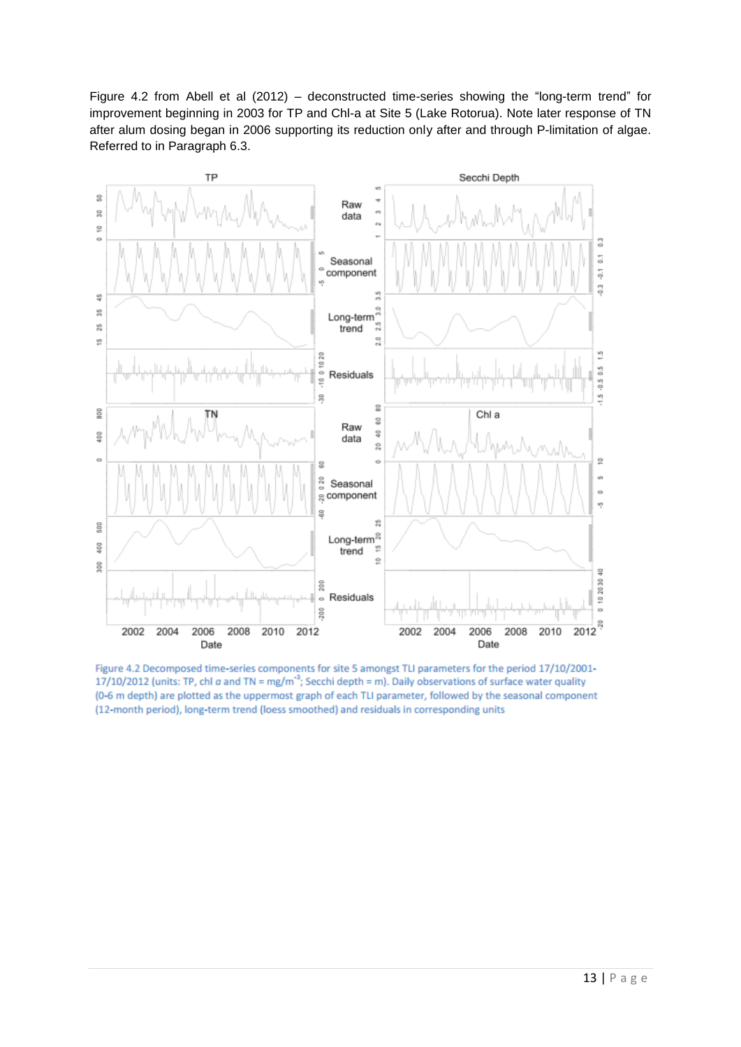Figure 4.2 from Abell et al (2012) – deconstructed time-series showing the "long-term trend" for improvement beginning in 2003 for TP and Chl-a at Site 5 (Lake Rotorua). Note later response of TN after alum dosing began in 2006 supporting its reduction only after and through P-limitation of algae. Referred to in Paragraph 6.3.

Figure 4.2 Decomposed time-series components for site 5 amongst TLI parameters for the period 17/10/2001-17/10/2012 (units: TP, chl *a* and TN = mg/m$^{-3}$; Secchi depth = m). Daily observations of surface water quality (0-6 m depth) are plotted as the uppermost graph of each TLI parameter, followed by the seasonal component (12-month period), long-term trend (loess smoothed) and residuals in corresponding units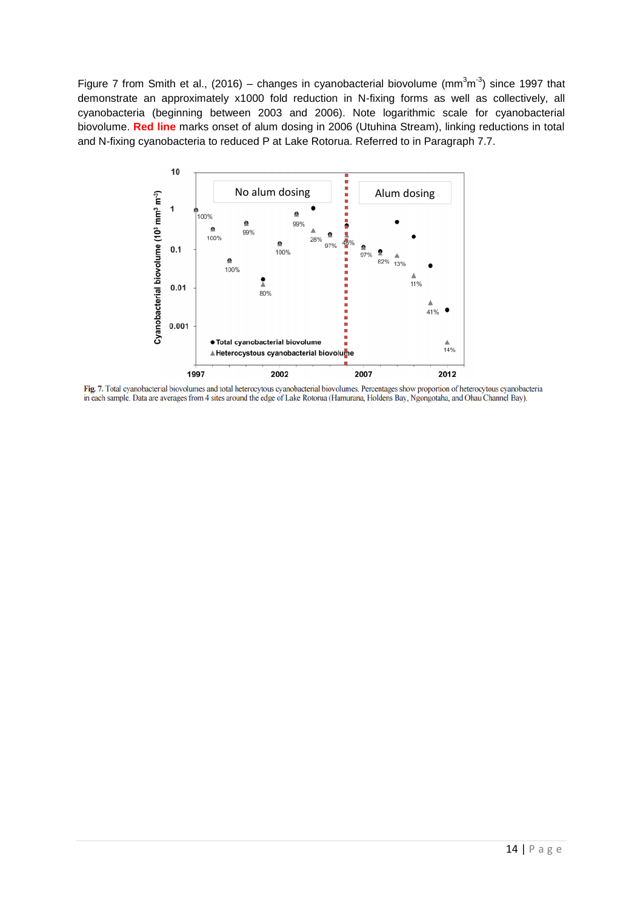Figure 7 from Smith et al., (2016) – changes in cyanobacterial biovolume ($mm^3m^{-3}$) since 1997 that demonstrate an approximately x1000 fold reduction in N-fixing forms as well as collectively, all cyanobacteria (beginning between 2003 and 2006). Note logarithmic scale for cyanobacterial biovolume. **Red line** marks onset of alum dosing in 2006 (Utuhina Stream), linking reductions in total and N-fixing cyanobacteria to reduced P at Lake Rotorua. Referred to in Paragraph 7.7.

No alum dosing

Alum dosing

Cyanobacterial biovolume ($10^3$ $mm^3$ $m^{-3}$)

10

1

0.1

0.01

0.001

100%

100%

100%

99%

80%

100%

99%

28%

97%

45%

97%

82%

13%

11%

41%

14%

● Total cyanobacterial biovolume

▲ Heterocystous cyanobacterial biovolume

1997

2002

2007

2012

**Fig. 7.** Total cyanobacterial biovolumes and total heterocytous cyanobacterial biovolumes. Percentages show proportion of heterocytous cyanobacteria in each sample. Data are averages from 4 sites around the edge of Lake Rotorua (Hamurana, Holdens Bay, Ngongotaha, and Ohau Channel Bay).